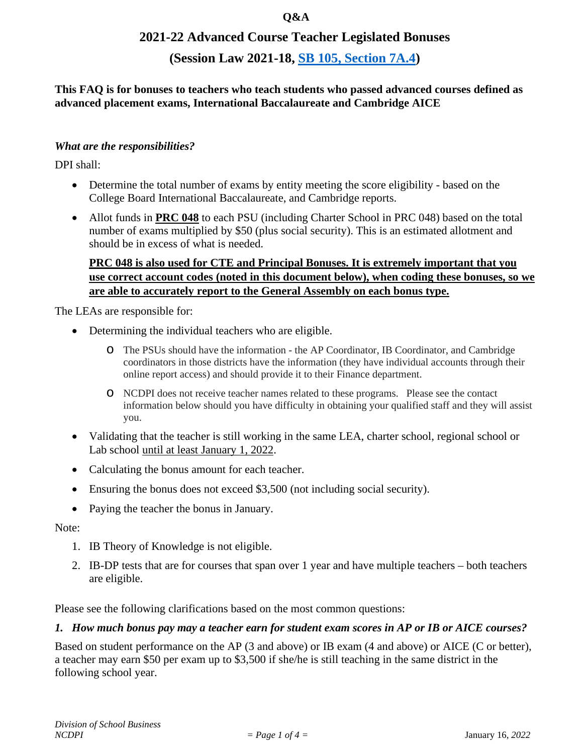**Q&A**

# 2021-22 Advanced Course Teacher Legislated Bonuses

## (Session Law 2021-18, SB 105, Section 7A.4)

**This FAQ is for bonuses to teachers who teach students who passed advanced courses defined as advanced placement exams, International Baccalaureate and Cambridge AICE**

***What are the responsibilities?***

DPI shall:

- Determine the total number of exams by entity meeting the score eligibility - based on the College Board International Baccalaureate, and Cambridge reports.
- Allot funds in **PRC 048** to each PSU (including Charter School in PRC 048) based on the total number of exams multiplied by $50 (plus social security). This is an estimated allotment and should be in excess of what is needed.

  **PRC 048 is also used for CTE and Principal Bonuses. It is extremely important that you use correct account codes (noted in this document below), when coding these bonuses, so we are able to accurately report to the General Assembly on each bonus type.**

The LEAs are responsible for:

- Determining the individual teachers who are eligible.
  - The PSUs should have the information - the AP Coordinator, IB Coordinator, and Cambridge coordinators in those districts have the information (they have individual accounts through their online report access) and should provide it to their Finance department.
  - NCDPI does not receive teacher names related to these programs. Please see the contact information below should you have difficulty in obtaining your qualified staff and they will assist you.
- Validating that the teacher is still working in the same LEA, charter school, regional school or Lab school until at least January 1, 2022.
- Calculating the bonus amount for each teacher.
- Ensuring the bonus does not exceed $3,500 (not including social security).
- Paying the teacher the bonus in January.

Note:

1. IB Theory of Knowledge is not eligible.
2. IB-DP tests that are for courses that span over 1 year and have multiple teachers – both teachers are eligible.

Please see the following clarifications based on the most common questions:

***1. How much bonus pay may a teacher earn for student exam scores in AP or IB or AICE courses?***

Based on student performance on the AP (3 and above) or IB exam (4 and above) or AICE (C or better), a teacher may earn $50 per exam up to $3,500 if she/he is still teaching in the same district in the following school year.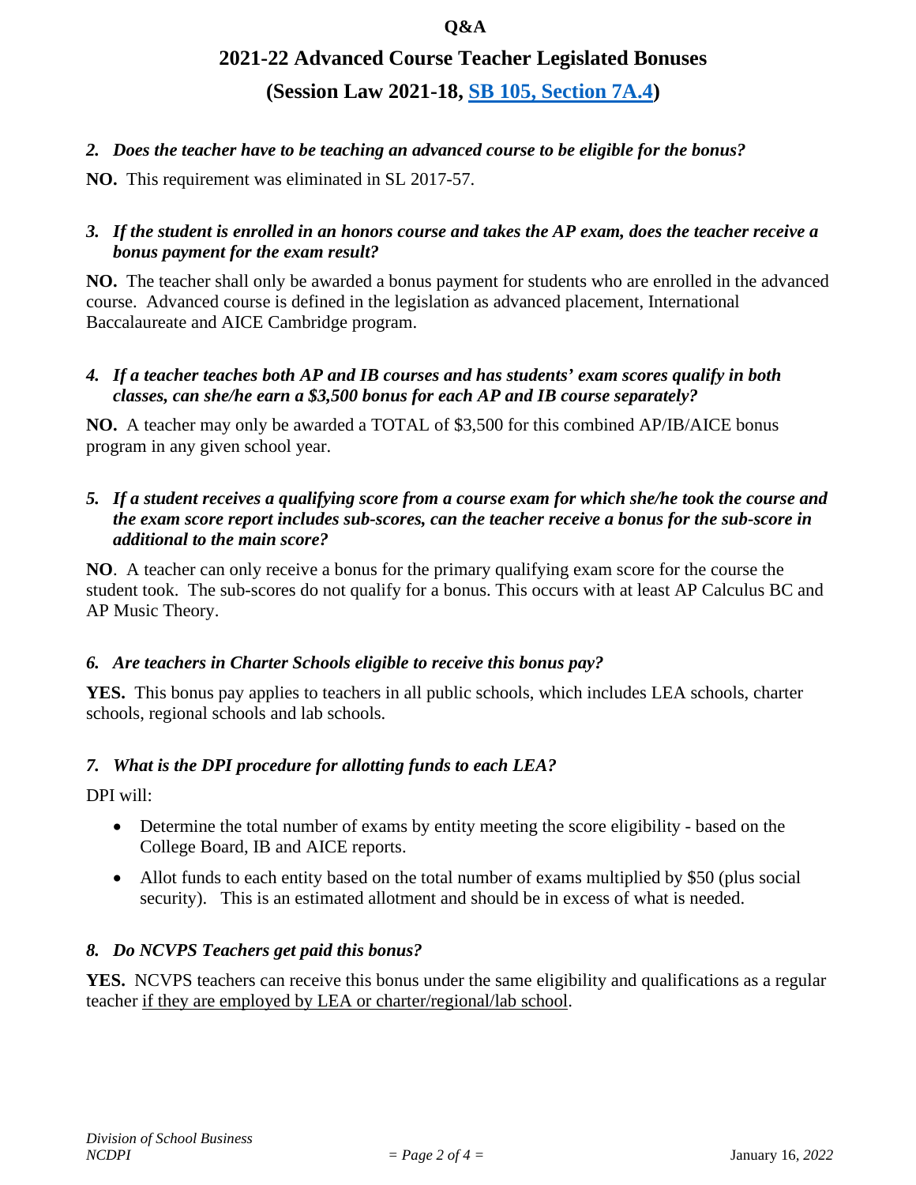Q&A

# 2021-22 Advanced Course Teacher Legislated Bonuses

## (Session Law 2021-18, [SB 105, Section 7A.4](#))

***2. Does the teacher have to be teaching an advanced course to be eligible for the bonus?***

**NO.** This requirement was eliminated in SL 2017-57.

***3. If the student is enrolled in an honors course and takes the AP exam, does the teacher receive a bonus payment for the exam result?***

**NO.** The teacher shall only be awarded a bonus payment for students who are enrolled in the advanced course. Advanced course is defined in the legislation as advanced placement, International Baccalaureate and AICE Cambridge program.

***4. If a teacher teaches both AP and IB courses and has students' exam scores qualify in both classes, can she/he earn a $3,500 bonus for each AP and IB course separately?***

**NO.** A teacher may only be awarded a TOTAL of $3,500 for this combined AP/IB/AICE bonus program in any given school year.

***5. If a student receives a qualifying score from a course exam for which she/he took the course and the exam score report includes sub-scores, can the teacher receive a bonus for the sub-score in additional to the main score?***

**NO**. A teacher can only receive a bonus for the primary qualifying exam score for the course the student took. The sub-scores do not qualify for a bonus. This occurs with at least AP Calculus BC and AP Music Theory.

***6. Are teachers in Charter Schools eligible to receive this bonus pay?***

**YES.** This bonus pay applies to teachers in all public schools, which includes LEA schools, charter schools, regional schools and lab schools.

***7. What is the DPI procedure for allotting funds to each LEA?***

DPI will:

- Determine the total number of exams by entity meeting the score eligibility - based on the College Board, IB and AICE reports.
- Allot funds to each entity based on the total number of exams multiplied by $50 (plus social security). This is an estimated allotment and should be in excess of what is needed.

***8. Do NCVPS Teachers get paid this bonus?***

**YES.** NCVPS teachers can receive this bonus under the same eligibility and qualifications as a regular teacher <u>if they are employed by LEA or charter/regional/lab school</u>.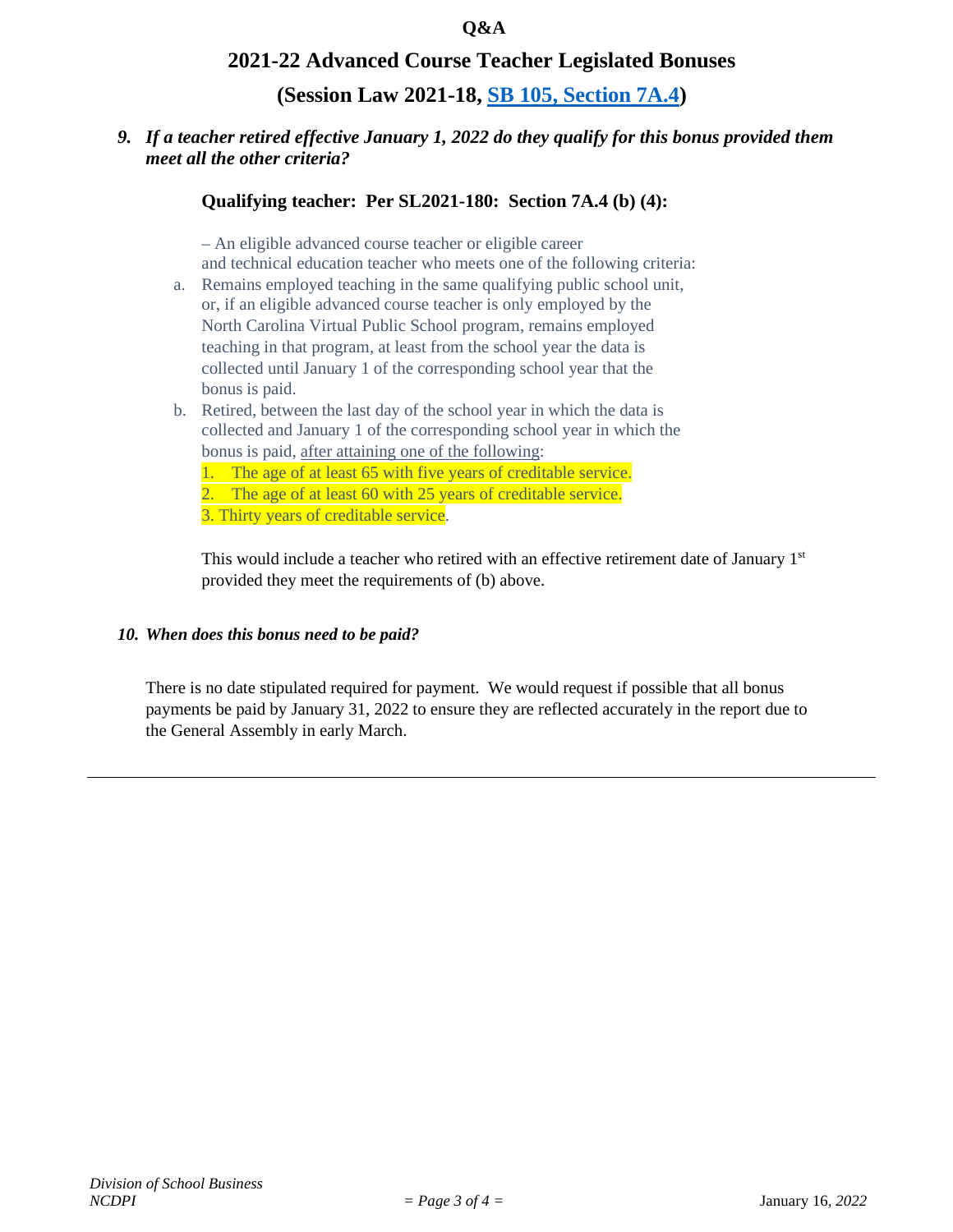Q&A

# 2021-22 Advanced Course Teacher Legislated Bonuses

## (Session Law 2021-18, SB 105, Section 7A.4)

***9. If a teacher retired effective January 1, 2022 do they qualify for this bonus provided them meet all the other criteria?***

**Qualifying teacher: Per SL2021-180: Section 7A.4 (b) (4):**

– An eligible advanced course teacher or eligible career and technical education teacher who meets one of the following criteria:

a. Remains employed teaching in the same qualifying public school unit, or, if an eligible advanced course teacher is only employed by the North Carolina Virtual Public School program, remains employed teaching in that program, at least from the school year the data is collected until January 1 of the corresponding school year that the bonus is paid.

b. Retired, between the last day of the school year in which the data is collected and January 1 of the corresponding school year in which the bonus is paid, <u>after attaining one of the following</u>:
   1. The age of at least 65 with five years of creditable service.
   2. The age of at least 60 with 25 years of creditable service.
   3. Thirty years of creditable service.

This would include a teacher who retired with an effective retirement date of January 1st provided they meet the requirements of (b) above.

***10. When does this bonus need to be paid?***

There is no date stipulated required for payment. We would request if possible that all bonus payments be paid by January 31, 2022 to ensure they are reflected accurately in the report due to the General Assembly in early March.

---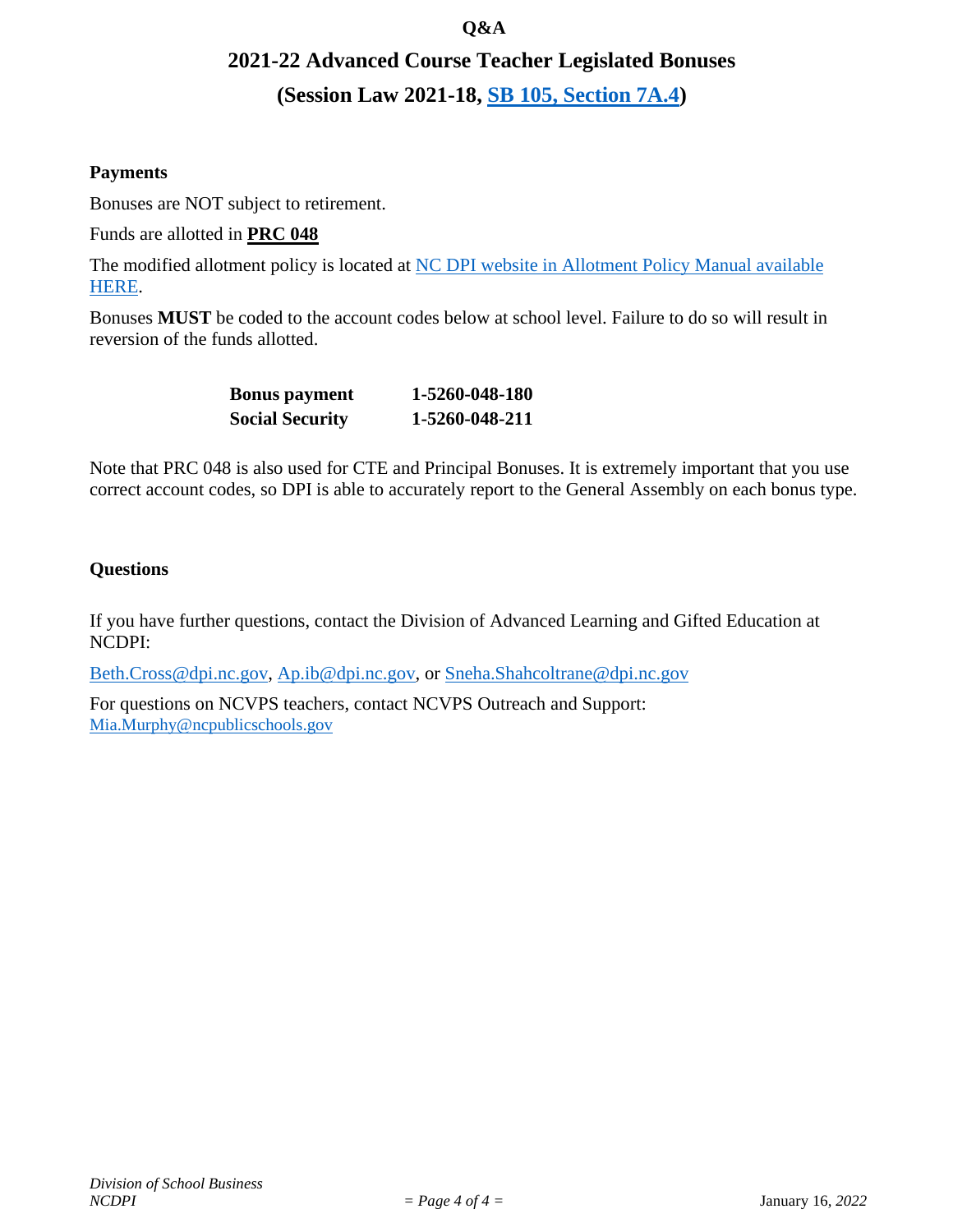Q&A

# 2021-22 Advanced Course Teacher Legislated Bonuses

## (Session Law 2021-18, SB 105, Section 7A.4)

**Payments**

Bonuses are NOT subject to retirement.

Funds are allotted in **PRC 048**

The modified allotment policy is located at NC DPI website in Allotment Policy Manual available HERE.

Bonuses **MUST** be coded to the account codes below at school level. Failure to do so will result in reversion of the funds allotted.

| | |
|---|---|
| **Bonus payment** | **1-5260-048-180** |
| **Social Security** | **1-5260-048-211** |

Note that PRC 048 is also used for CTE and Principal Bonuses. It is extremely important that you use correct account codes, so DPI is able to accurately report to the General Assembly on each bonus type.

**Questions**

If you have further questions, contact the Division of Advanced Learning and Gifted Education at NCDPI:

Beth.Cross@dpi.nc.gov, Ap.ib@dpi.nc.gov, or Sneha.Shahcoltrane@dpi.nc.gov

For questions on NCVPS teachers, contact NCVPS Outreach and Support: Mia.Murphy@ncpublicschools.gov